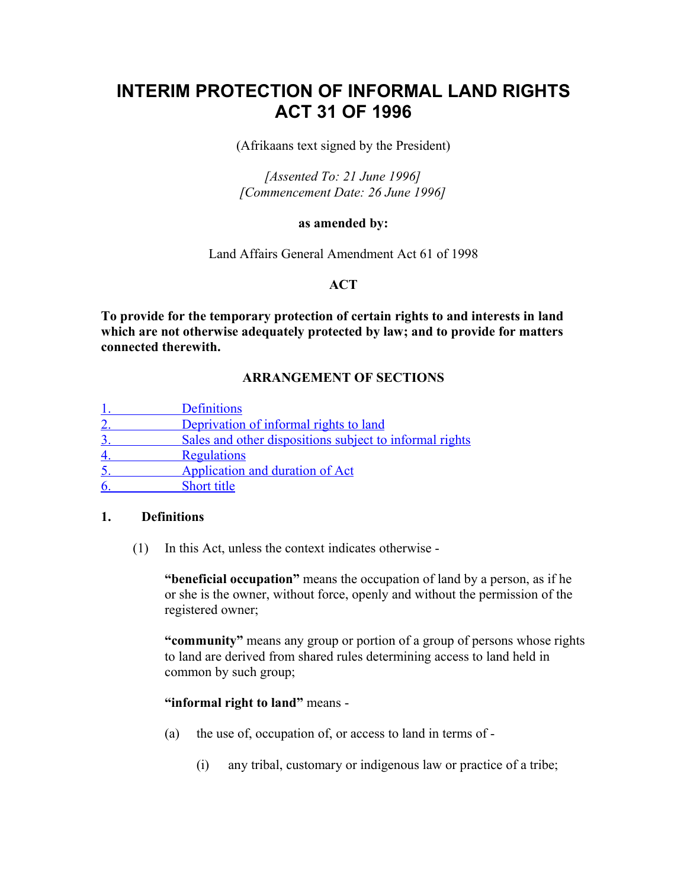# INTERIM PROTECTION OF INFORMAL LAND RIGHTS ACT 31 OF 1996

(Afrikaans text signed by the President)

*[Assented To: 21 June 1996]*
*[Commencement Date: 26 June 1996]*

**as amended by:**

Land Affairs General Amendment Act 61 of 1998

**ACT**

**To provide for the temporary protection of certain rights to and interests in land which are not otherwise adequately protected by law; and to provide for matters connected therewith.**

**ARRANGEMENT OF SECTIONS**

1. Definitions
2. Deprivation of informal rights to land
3. Sales and other dispositions subject to informal rights
4. Regulations
5. Application and duration of Act
6. Short title

## 1. Definitions

(1) In this Act, unless the context indicates otherwise -

**"beneficial occupation"** means the occupation of land by a person, as if he or she is the owner, without force, openly and without the permission of the registered owner;

**"community"** means any group or portion of a group of persons whose rights to land are derived from shared rules determining access to land held in common by such group;

**"informal right to land"** means -

(a) the use of, occupation of, or access to land in terms of -

(i) any tribal, customary or indigenous law or practice of a tribe;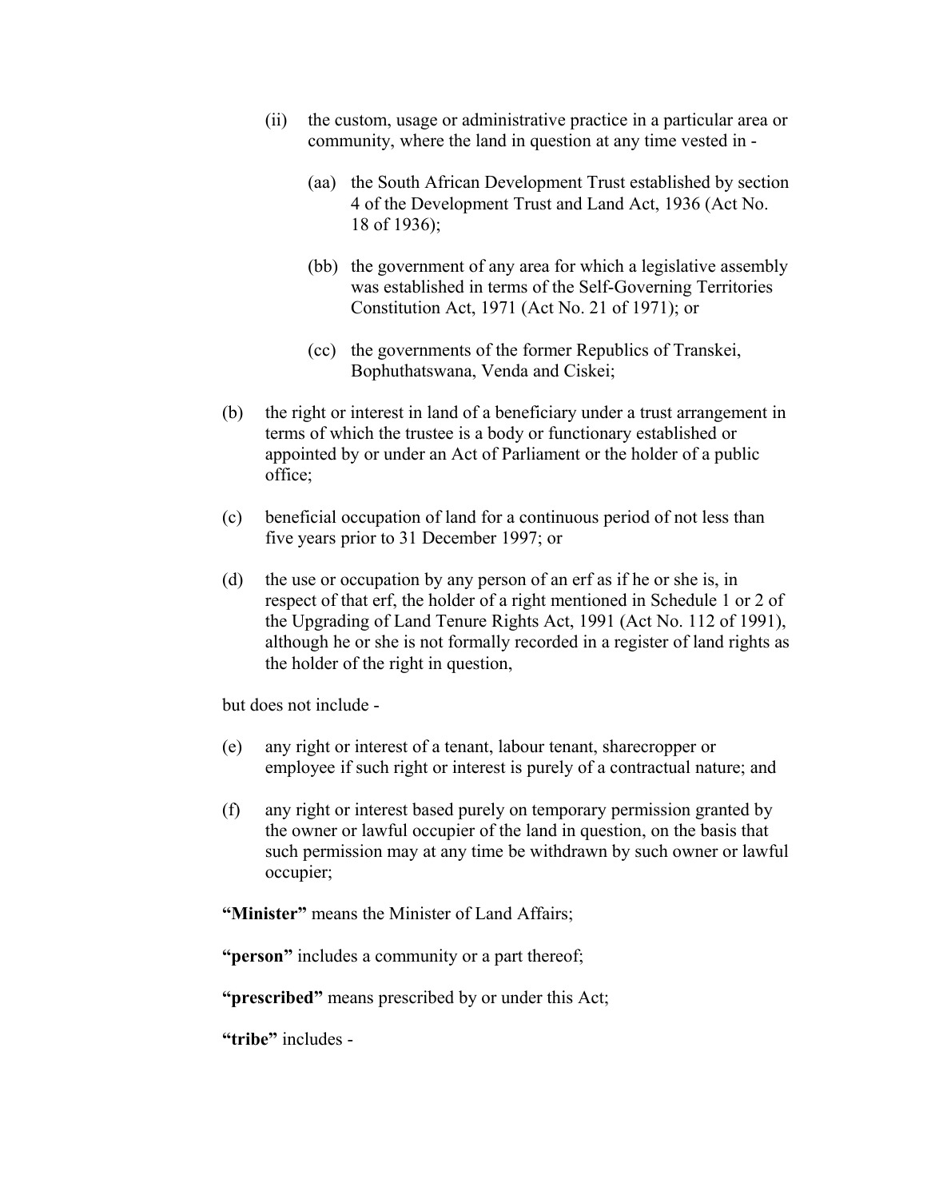(ii) the custom, usage or administrative practice in a particular area or community, where the land in question at any time vested in -

(aa) the South African Development Trust established by section 4 of the Development Trust and Land Act, 1936 (Act No. 18 of 1936);

(bb) the government of any area for which a legislative assembly was established in terms of the Self-Governing Territories Constitution Act, 1971 (Act No. 21 of 1971); or

(cc) the governments of the former Republics of Transkei, Bophuthatswana, Venda and Ciskei;

(b) the right or interest in land of a beneficiary under a trust arrangement in terms of which the trustee is a body or functionary established or appointed by or under an Act of Parliament or the holder of a public office;

(c) beneficial occupation of land for a continuous period of not less than five years prior to 31 December 1997; or

(d) the use or occupation by any person of an erf as if he or she is, in respect of that erf, the holder of a right mentioned in Schedule 1 or 2 of the Upgrading of Land Tenure Rights Act, 1991 (Act No. 112 of 1991), although he or she is not formally recorded in a register of land rights as the holder of the right in question,

but does not include -

(e) any right or interest of a tenant, labour tenant, sharecropper or employee if such right or interest is purely of a contractual nature; and

(f) any right or interest based purely on temporary permission granted by the owner or lawful occupier of the land in question, on the basis that such permission may at any time be withdrawn by such owner or lawful occupier;

**"Minister"** means the Minister of Land Affairs;

**"person"** includes a community or a part thereof;

**"prescribed"** means prescribed by or under this Act;

**"tribe"** includes -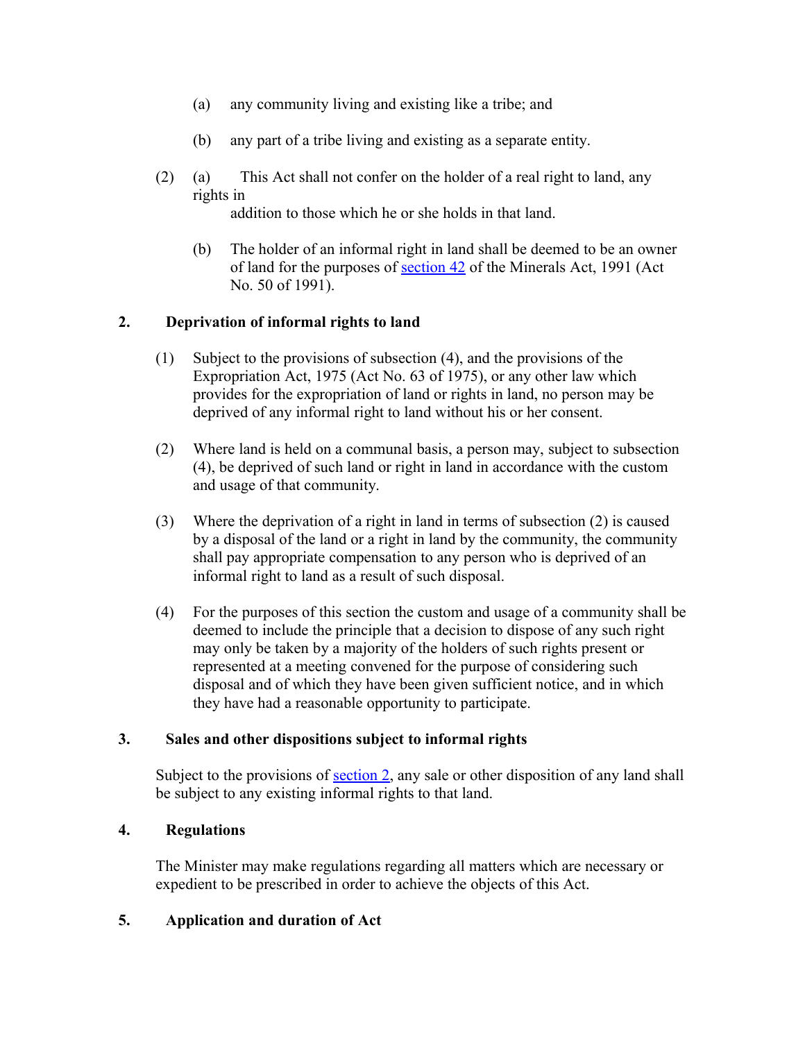(a) any community living and existing like a tribe; and

(b) any part of a tribe living and existing as a separate entity.

(2) (a) This Act shall not confer on the holder of a real right to land, any rights in addition to those which he or she holds in that land.

(b) The holder of an informal right in land shall be deemed to be an owner of land for the purposes of section 42 of the Minerals Act, 1991 (Act No. 50 of 1991).

## 2. Deprivation of informal rights to land

(1) Subject to the provisions of subsection (4), and the provisions of the Expropriation Act, 1975 (Act No. 63 of 1975), or any other law which provides for the expropriation of land or rights in land, no person may be deprived of any informal right to land without his or her consent.

(2) Where land is held on a communal basis, a person may, subject to subsection (4), be deprived of such land or right in land in accordance with the custom and usage of that community.

(3) Where the deprivation of a right in land in terms of subsection (2) is caused by a disposal of the land or a right in land by the community, the community shall pay appropriate compensation to any person who is deprived of an informal right to land as a result of such disposal.

(4) For the purposes of this section the custom and usage of a community shall be deemed to include the principle that a decision to dispose of any such right may only be taken by a majority of the holders of such rights present or represented at a meeting convened for the purpose of considering such disposal and of which they have been given sufficient notice, and in which they have had a reasonable opportunity to participate.

## 3. Sales and other dispositions subject to informal rights

Subject to the provisions of section 2, any sale or other disposition of any land shall be subject to any existing informal rights to that land.

## 4. Regulations

The Minister may make regulations regarding all matters which are necessary or expedient to be prescribed in order to achieve the objects of this Act.

## 5. Application and duration of Act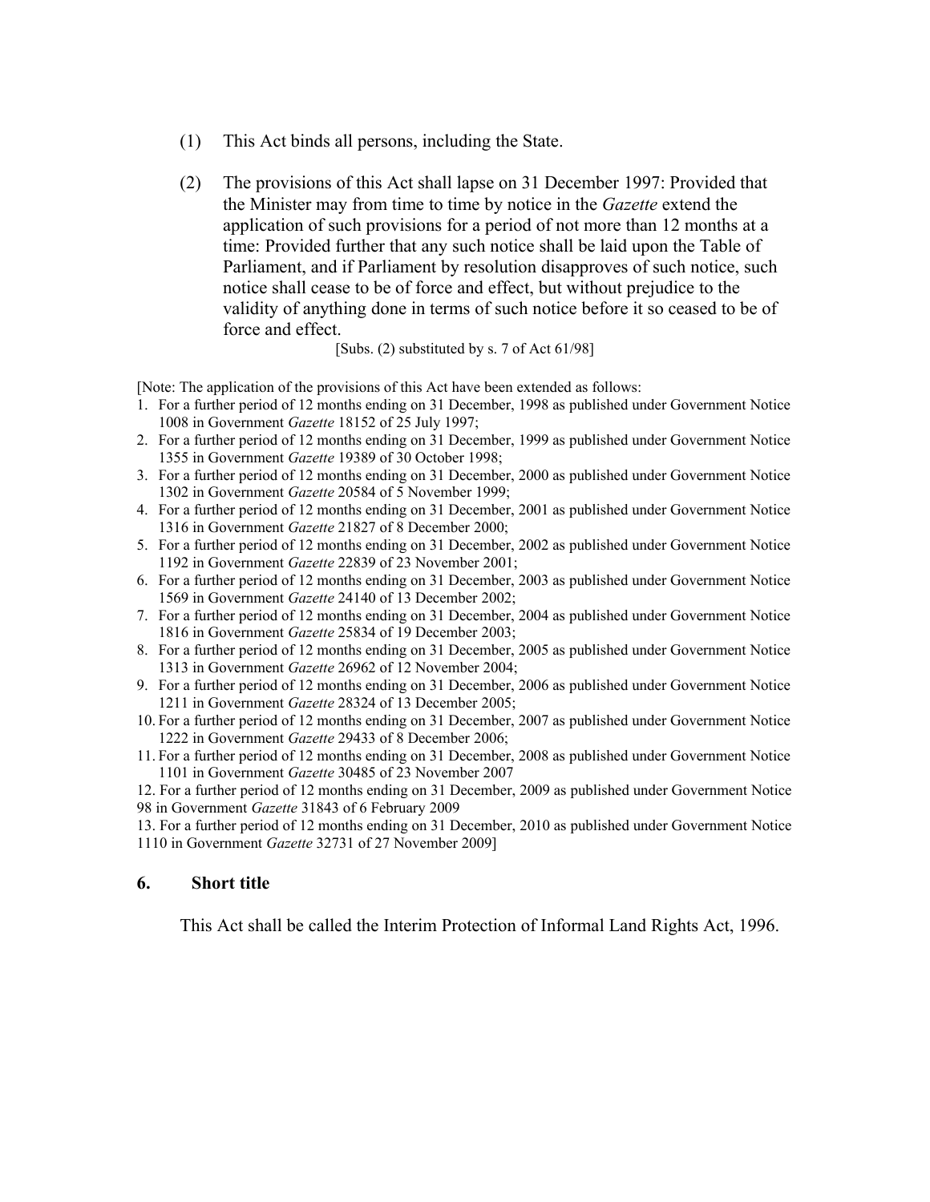(1) This Act binds all persons, including the State.

(2) The provisions of this Act shall lapse on 31 December 1997: Provided that the Minister may from time to time by notice in the *Gazette* extend the application of such provisions for a period of not more than 12 months at a time: Provided further that any such notice shall be laid upon the Table of Parliament, and if Parliament by resolution disapproves of such notice, such notice shall cease to be of force and effect, but without prejudice to the validity of anything done in terms of such notice before it so ceased to be of force and effect.

[Subs. (2) substituted by s. 7 of Act 61/98]

[Note: The application of the provisions of this Act have been extended as follows:

1. For a further period of 12 months ending on 31 December, 1998 as published under Government Notice 1008 in Government *Gazette* 18152 of 25 July 1997;
2. For a further period of 12 months ending on 31 December, 1999 as published under Government Notice 1355 in Government *Gazette* 19389 of 30 October 1998;
3. For a further period of 12 months ending on 31 December, 2000 as published under Government Notice 1302 in Government *Gazette* 20584 of 5 November 1999;
4. For a further period of 12 months ending on 31 December, 2001 as published under Government Notice 1316 in Government *Gazette* 21827 of 8 December 2000;
5. For a further period of 12 months ending on 31 December, 2002 as published under Government Notice 1192 in Government *Gazette* 22839 of 23 November 2001;
6. For a further period of 12 months ending on 31 December, 2003 as published under Government Notice 1569 in Government *Gazette* 24140 of 13 December 2002;
7. For a further period of 12 months ending on 31 December, 2004 as published under Government Notice 1816 in Government *Gazette* 25834 of 19 December 2003;
8. For a further period of 12 months ending on 31 December, 2005 as published under Government Notice 1313 in Government *Gazette* 26962 of 12 November 2004;
9. For a further period of 12 months ending on 31 December, 2006 as published under Government Notice 1211 in Government *Gazette* 28324 of 13 December 2005;
10. For a further period of 12 months ending on 31 December, 2007 as published under Government Notice 1222 in Government *Gazette* 29433 of 8 December 2006;
11. For a further period of 12 months ending on 31 December, 2008 as published under Government Notice 1101 in Government *Gazette* 30485 of 23 November 2007
12. For a further period of 12 months ending on 31 December, 2009 as published under Government Notice 98 in Government *Gazette* 31843 of 6 February 2009
13. For a further period of 12 months ending on 31 December, 2010 as published under Government Notice 1110 in Government *Gazette* 32731 of 27 November 2009]

### 6. Short title

This Act shall be called the Interim Protection of Informal Land Rights Act, 1996.